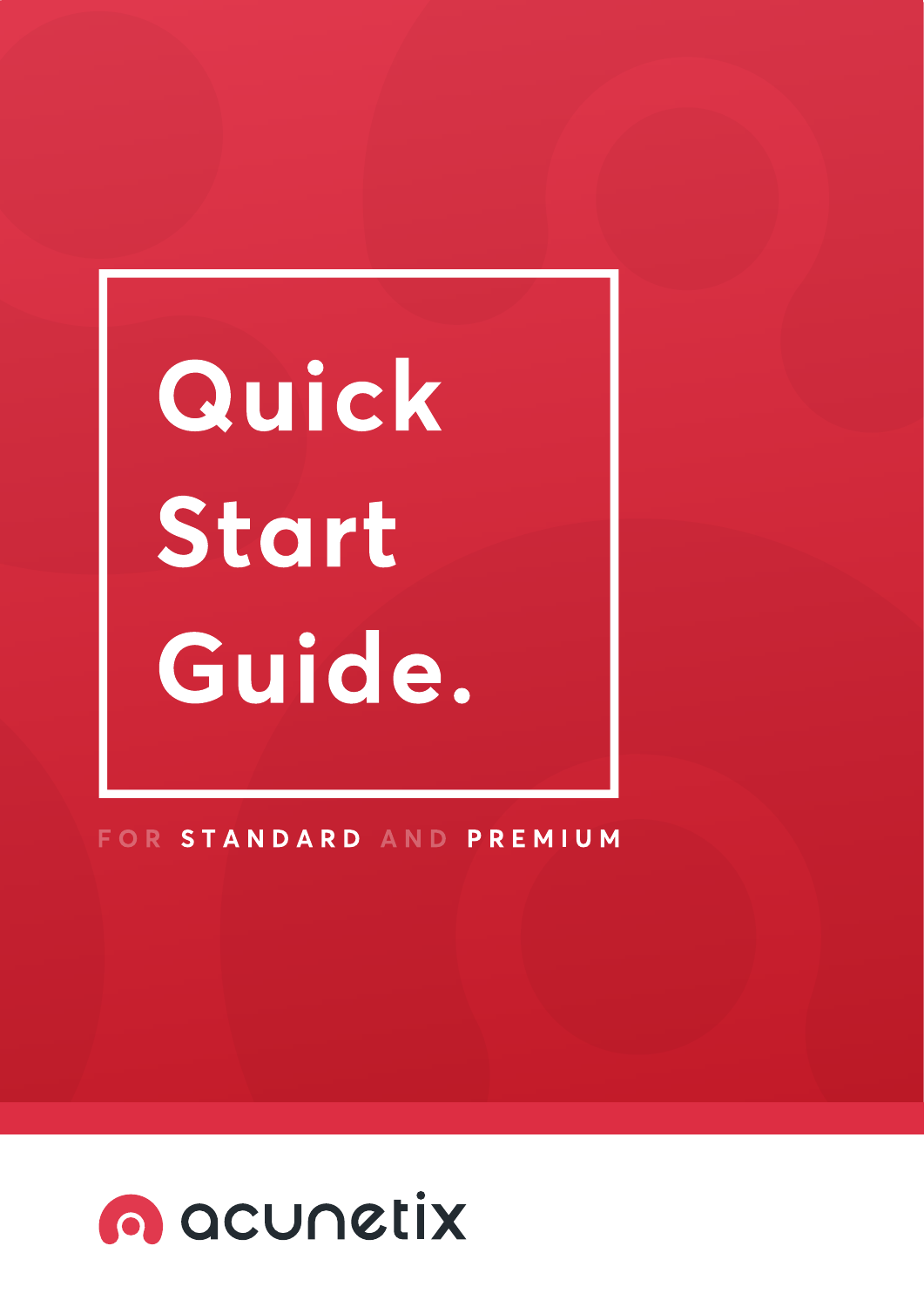# Quick Start Guide.

FOR **STANDARD** AND **PREMIUM**

acunetix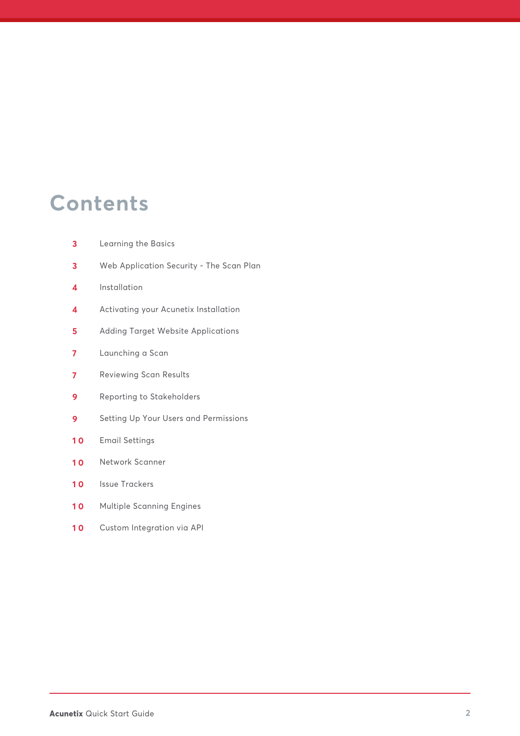# Contents

| | |
|---|---|
| 3 | Learning the Basics |
| 3 | Web Application Security - The Scan Plan |
| 4 | Installation |
| 4 | Activating your Acunetix Installation |
| 5 | Adding Target Website Applications |
| 7 | Launching a Scan |
| 7 | Reviewing Scan Results |
| 9 | Reporting to Stakeholders |
| 9 | Setting Up Your Users and Permissions |
| 10 | Email Settings |
| 10 | Network Scanner |
| 10 | Issue Trackers |
| 10 | Multiple Scanning Engines |
| 10 | Custom Integration via API |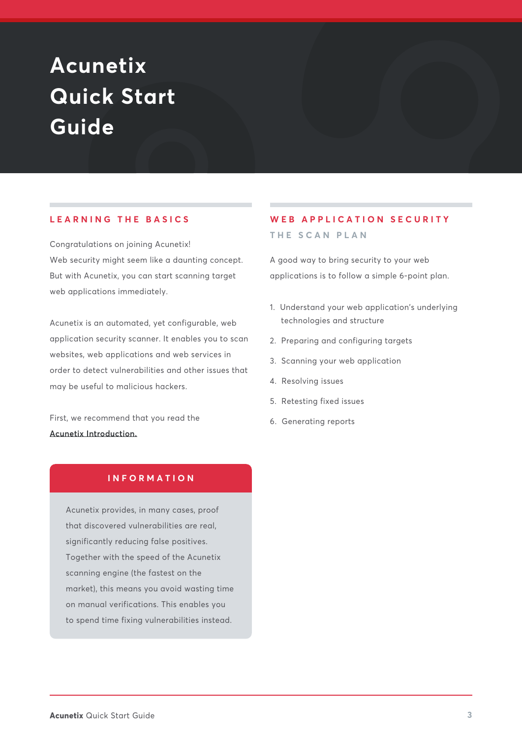# Acunetix Quick Start Guide

## LEARNING THE BASICS

Congratulations on joining Acunetix!
Web security might seem like a daunting concept. But with Acunetix, you can start scanning target web applications immediately.

Acunetix is an automated, yet configurable, web application security scanner. It enables you to scan websites, web applications and web services in order to detect vulnerabilities and other issues that may be useful to malicious hackers.

First, we recommend that you read the [Acunetix Introduction.]

### INFORMATION

Acunetix provides, in many cases, proof that discovered vulnerabilities are real, significantly reducing false positives. Together with the speed of the Acunetix scanning engine (the fastest on the market), this means you avoid wasting time on manual verifications. This enables you to spend time fixing vulnerabilities instead.

## WEB APPLICATION SECURITY

### THE SCAN PLAN

A good way to bring security to your web applications is to follow a simple 6-point plan.

1. Understand your web application's underlying technologies and structure
2. Preparing and configuring targets
3. Scanning your web application
4. Resolving issues
5. Retesting fixed issues
6. Generating reports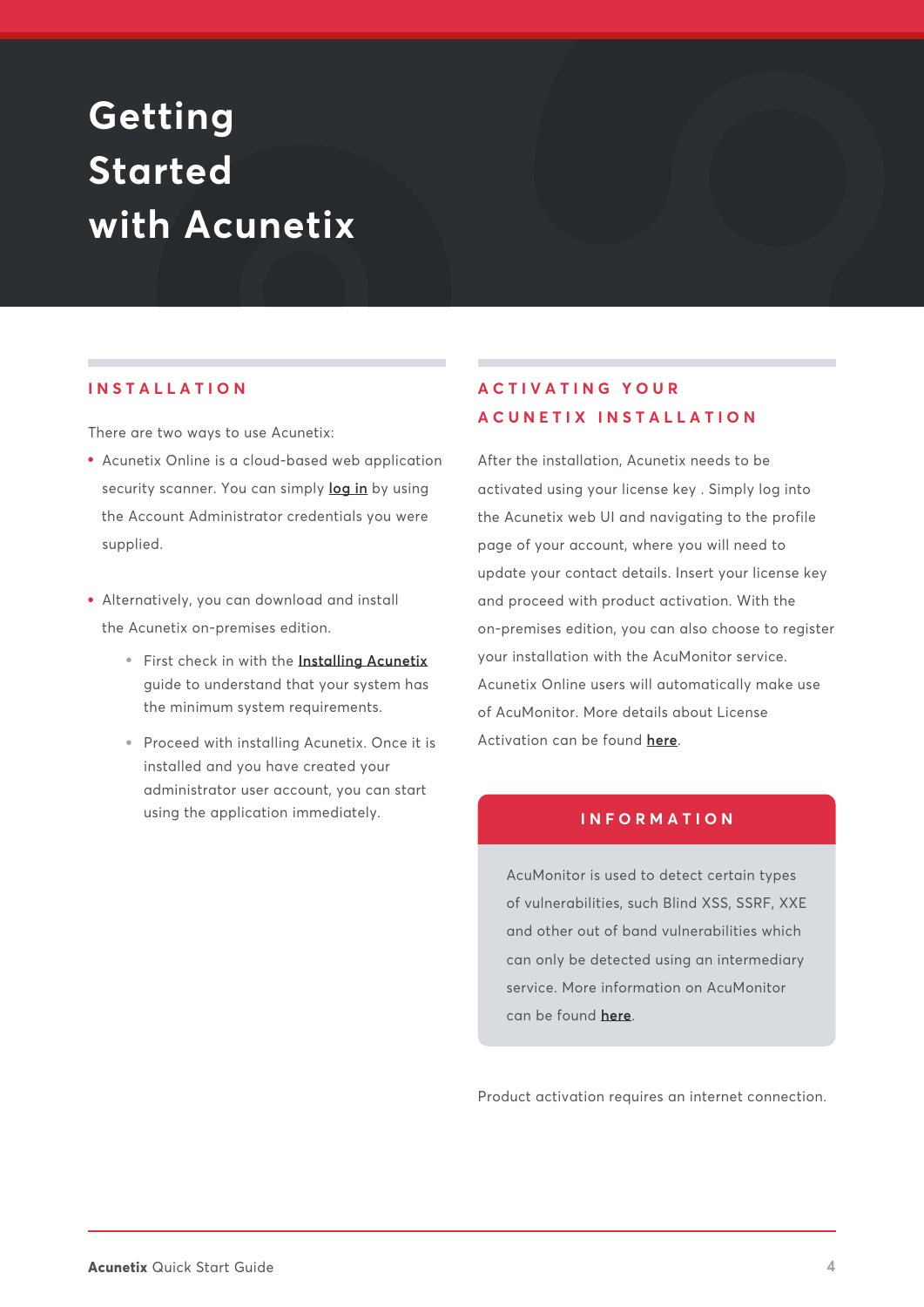# Getting Started with Acunetix

## INSTALLATION

There are two ways to use Acunetix:

- Acunetix Online is a cloud-based web application security scanner. You can simply **log in** by using the Account Administrator credentials you were supplied.

- Alternatively, you can download and install the Acunetix on-premises edition.
    - First check in with the **Installing Acunetix** guide to understand that your system has the minimum system requirements.
    - Proceed with installing Acunetix. Once it is installed and you have created your administrator user account, you can start using the application immediately.

## ACTIVATING YOUR ACUNETIX INSTALLATION

After the installation, Acunetix needs to be activated using your license key . Simply log into the Acunetix web UI and navigating to the profile page of your account, where you will need to update your contact details. Insert your license key and proceed with product activation. With the on-premises edition, you can also choose to register your installation with the AcuMonitor service. Acunetix Online users will automatically make use of AcuMonitor. More details about License Activation can be found **here**.

### INFORMATION

AcuMonitor is used to detect certain types of vulnerabilities, such Blind XSS, SSRF, XXE and other out of band vulnerabilities which can only be detected using an intermediary service. More information on AcuMonitor can be found **here**.

Product activation requires an internet connection.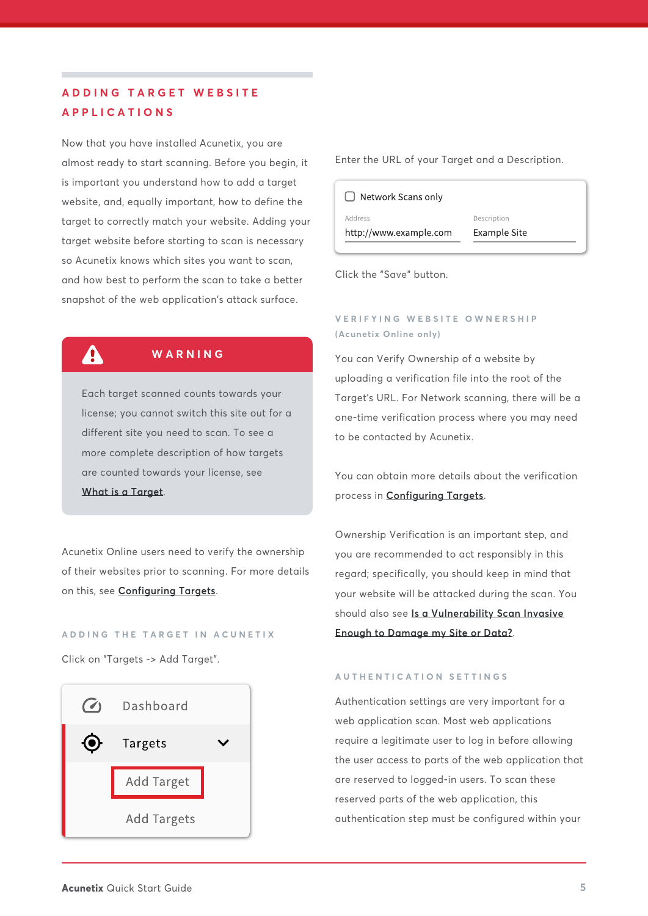## ADDING TARGET WEBSITE APPLICATIONS

Now that you have installed Acunetix, you are almost ready to start scanning. Before you begin, it is important you understand how to add a target website, and, equally important, how to define the target to correctly match your website. Adding your target website before starting to scan is necessary so Acunetix knows which sites you want to scan, and how best to perform the scan to take a better snapshot of the web application's attack surface.

> **WARNING**
>
> Each target scanned counts towards your license; you cannot switch this site out for a different site you need to scan. To see a more complete description of how targets are counted towards your license, see What is a Target.

Acunetix Online users need to verify the ownership of their websites prior to scanning. For more details on this, see Configuring Targets.

### ADDING THE TARGET IN ACUNETIX

Click on "Targets -> Add Target".

- Dashboard
- Targets
  - Add Target
  - Add Targets

Enter the URL of your Target and a Description.

- [ ] Network Scans only

| Address | Description |
|---|---|
| http://www.example.com | Example Site |

Click the "Save" button.

### VERIFYING WEBSITE OWNERSHIP (Acunetix Online only)

You can Verify Ownership of a website by uploading a verification file into the root of the Target's URL. For Network scanning, there will be a one-time verification process where you may need to be contacted by Acunetix.

You can obtain more details about the verification process in Configuring Targets.

Ownership Verification is an important step, and you are recommended to act responsibly in this regard; specifically, you should keep in mind that your website will be attacked during the scan. You should also see Is a Vulnerability Scan Invasive Enough to Damage my Site or Data?.

### AUTHENTICATION SETTINGS

Authentication settings are very important for a web application scan. Most web applications require a legitimate user to log in before allowing the user access to parts of the web application that are reserved to logged-in users. To scan these reserved parts of the web application, this authentication step must be configured within your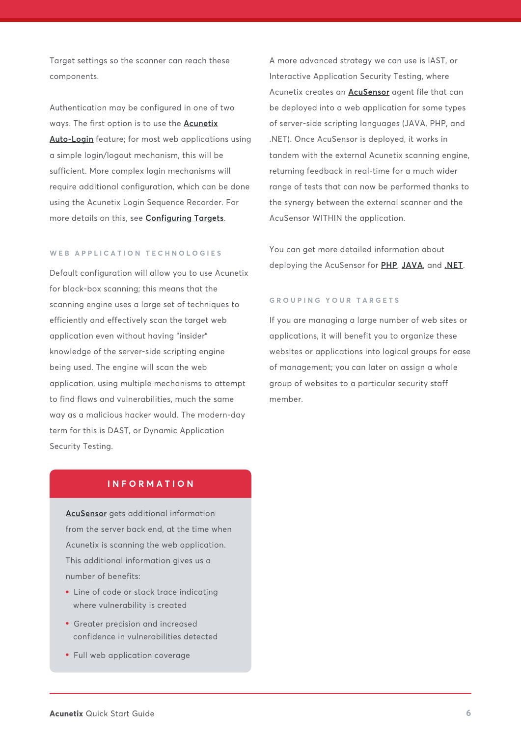Target settings so the scanner can reach these components.

Authentication may be configured in one of two ways. The first option is to use the **Acunetix Auto-Login** feature; for most web applications using a simple login/logout mechanism, this will be sufficient. More complex login mechanisms will require additional configuration, which can be done using the Acunetix Login Sequence Recorder. For more details on this, see **Configuring Targets**.

### WEB APPLICATION TECHNOLOGIES

Default configuration will allow you to use Acunetix for black-box scanning; this means that the scanning engine uses a large set of techniques to efficiently and effectively scan the target web application even without having "insider" knowledge of the server-side scripting engine being used. The engine will scan the web application, using multiple mechanisms to attempt to find flaws and vulnerabilities, much the same way as a malicious hacker would. The modern-day term for this is DAST, or Dynamic Application Security Testing.

> **INFORMATION**
>
> **AcuSensor** gets additional information from the server back end, at the time when Acunetix is scanning the web application. This additional information gives us a number of benefits:
>
> - Line of code or stack trace indicating where vulnerability is created
> - Greater precision and increased confidence in vulnerabilities detected
> - Full web application coverage

A more advanced strategy we can use is IAST, or Interactive Application Security Testing, where Acunetix creates an **AcuSensor** agent file that can be deployed into a web application for some types of server-side scripting languages (JAVA, PHP, and .NET). Once AcuSensor is deployed, it works in tandem with the external Acunetix scanning engine, returning feedback in real-time for a much wider range of tests that can now be performed thanks to the synergy between the external scanner and the AcuSensor WITHIN the application.

You can get more detailed information about deploying the AcuSensor for **PHP**, **JAVA**, and **.NET**.

### GROUPING YOUR TARGETS

If you are managing a large number of web sites or applications, it will benefit you to organize these websites or applications into logical groups for ease of management; you can later on assign a whole group of websites to a particular security staff member.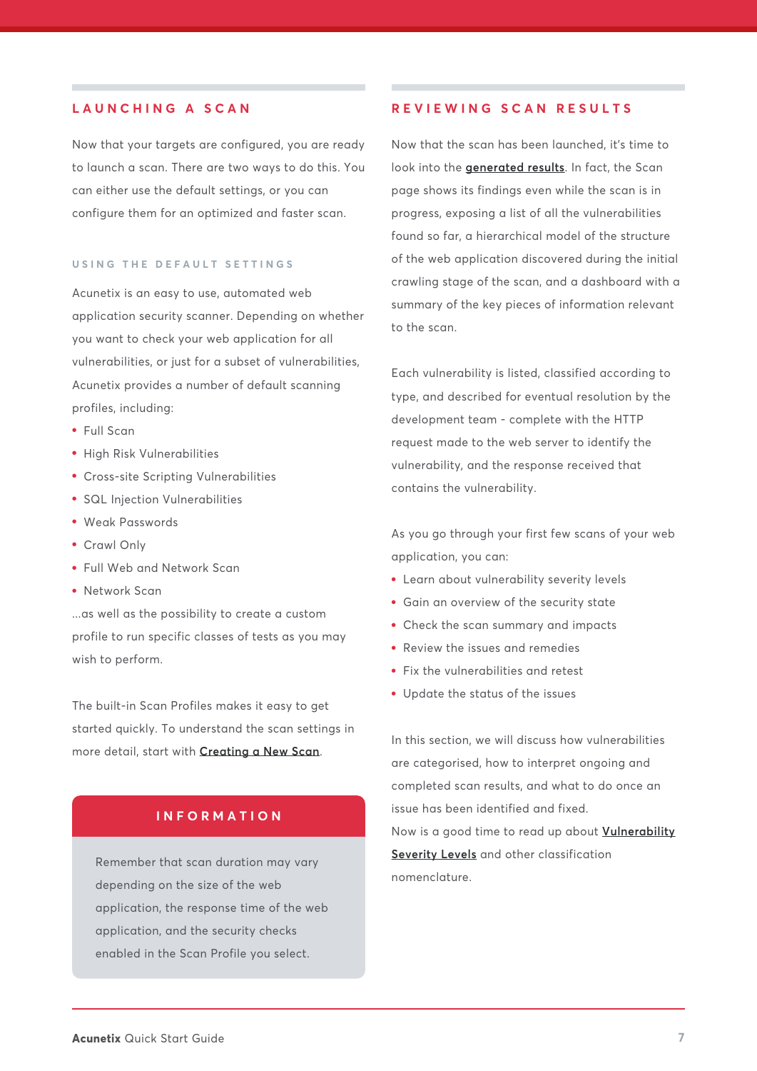## LAUNCHING A SCAN

Now that your targets are configured, you are ready to launch a scan. There are two ways to do this. You can either use the default settings, or you can configure them for an optimized and faster scan.

### USING THE DEFAULT SETTINGS

Acunetix is an easy to use, automated web application security scanner. Depending on whether you want to check your web application for all vulnerabilities, or just for a subset of vulnerabilities, Acunetix provides a number of default scanning profiles, including:

- Full Scan
- High Risk Vulnerabilities
- Cross-site Scripting Vulnerabilities
- SQL Injection Vulnerabilities
- Weak Passwords
- Crawl Only
- Full Web and Network Scan
- Network Scan

...as well as the possibility to create a custom profile to run specific classes of tests as you may wish to perform.

The built-in Scan Profiles makes it easy to get started quickly. To understand the scan settings in more detail, start with **Creating a New Scan**.

> **INFORMATION**
>
> Remember that scan duration may vary depending on the size of the web application, the response time of the web application, and the security checks enabled in the Scan Profile you select.

## REVIEWING SCAN RESULTS

Now that the scan has been launched, it's time to look into the **generated results**. In fact, the Scan page shows its findings even while the scan is in progress, exposing a list of all the vulnerabilities found so far, a hierarchical model of the structure of the web application discovered during the initial crawling stage of the scan, and a dashboard with a summary of the key pieces of information relevant to the scan.

Each vulnerability is listed, classified according to type, and described for eventual resolution by the development team - complete with the HTTP request made to the web server to identify the vulnerability, and the response received that contains the vulnerability.

As you go through your first few scans of your web application, you can:

- Learn about vulnerability severity levels
- Gain an overview of the security state
- Check the scan summary and impacts
- Review the issues and remedies
- Fix the vulnerabilities and retest
- Update the status of the issues

In this section, we will discuss how vulnerabilities are categorised, how to interpret ongoing and completed scan results, and what to do once an issue has been identified and fixed.

Now is a good time to read up about **Vulnerability Severity Levels** and other classification nomenclature.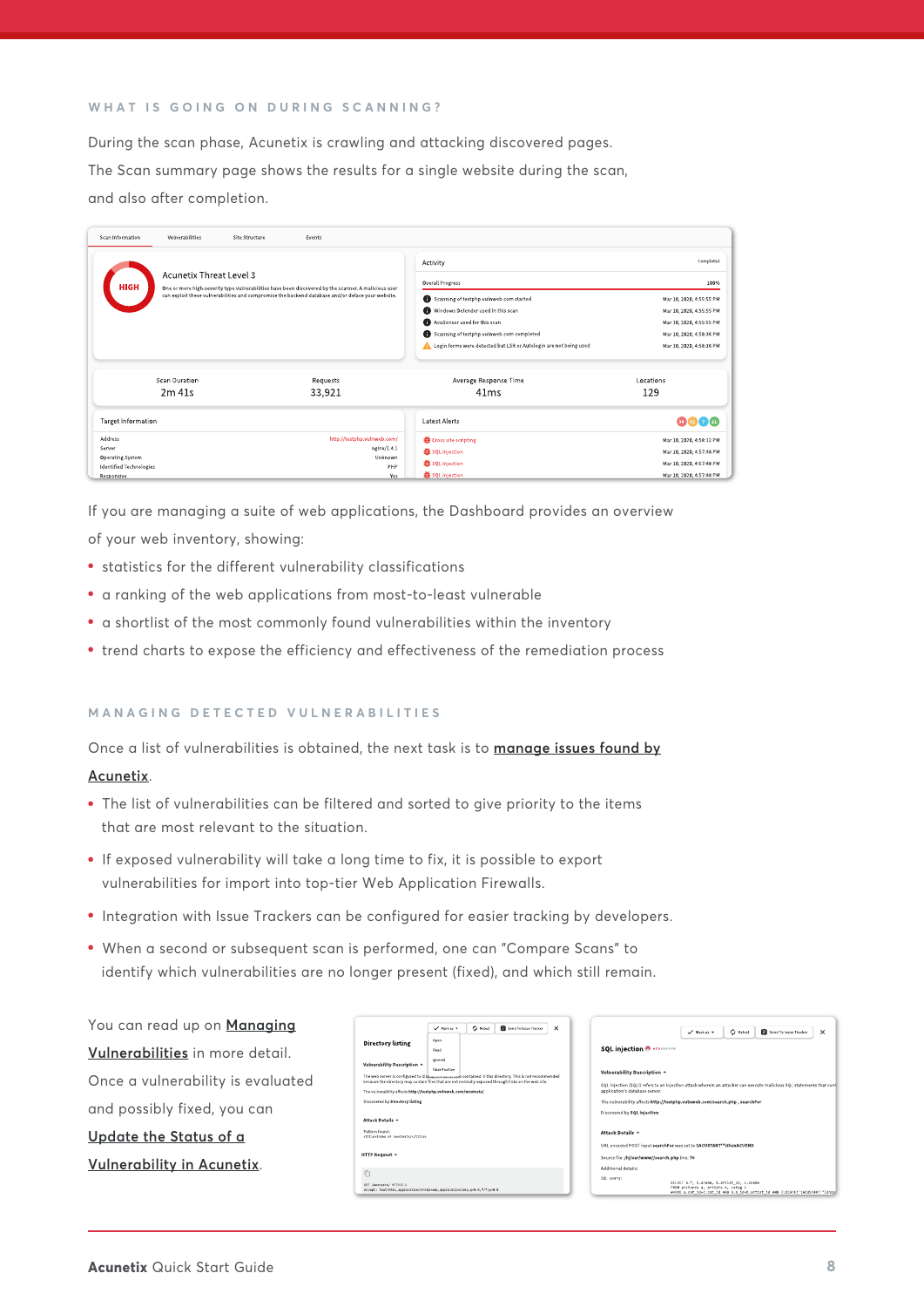## WHAT IS GOING ON DURING SCANNING?

During the scan phase, Acunetix is crawling and attacking discovered pages. The Scan summary page shows the results for a single website during the scan, and also after completion.

If you are managing a suite of web applications, the Dashboard provides an overview of your web inventory, showing:

- statistics for the different vulnerability classifications
- a ranking of the web applications from most-to-least vulnerable
- a shortlist of the most commonly found vulnerabilities within the inventory
- trend charts to expose the efficiency and effectiveness of the remediation process

## MANAGING DETECTED VULNERABILITIES

Once a list of vulnerabilities is obtained, the next task is to [manage issues found by Acunetix]().

- The list of vulnerabilities can be filtered and sorted to give priority to the items that are most relevant to the situation.
- If exposed vulnerability will take a long time to fix, it is possible to export vulnerabilities for import into top-tier Web Application Firewalls.
- Integration with Issue Trackers can be configured for easier tracking by developers.
- When a second or subsequent scan is performed, one can "Compare Scans" to identify which vulnerabilities are no longer present (fixed), and which still remain.

You can read up on [Managing Vulnerabilities]() in more detail. Once a vulnerability is evaluated and possibly fixed, you can [Update the Status of a Vulnerability in Acunetix]().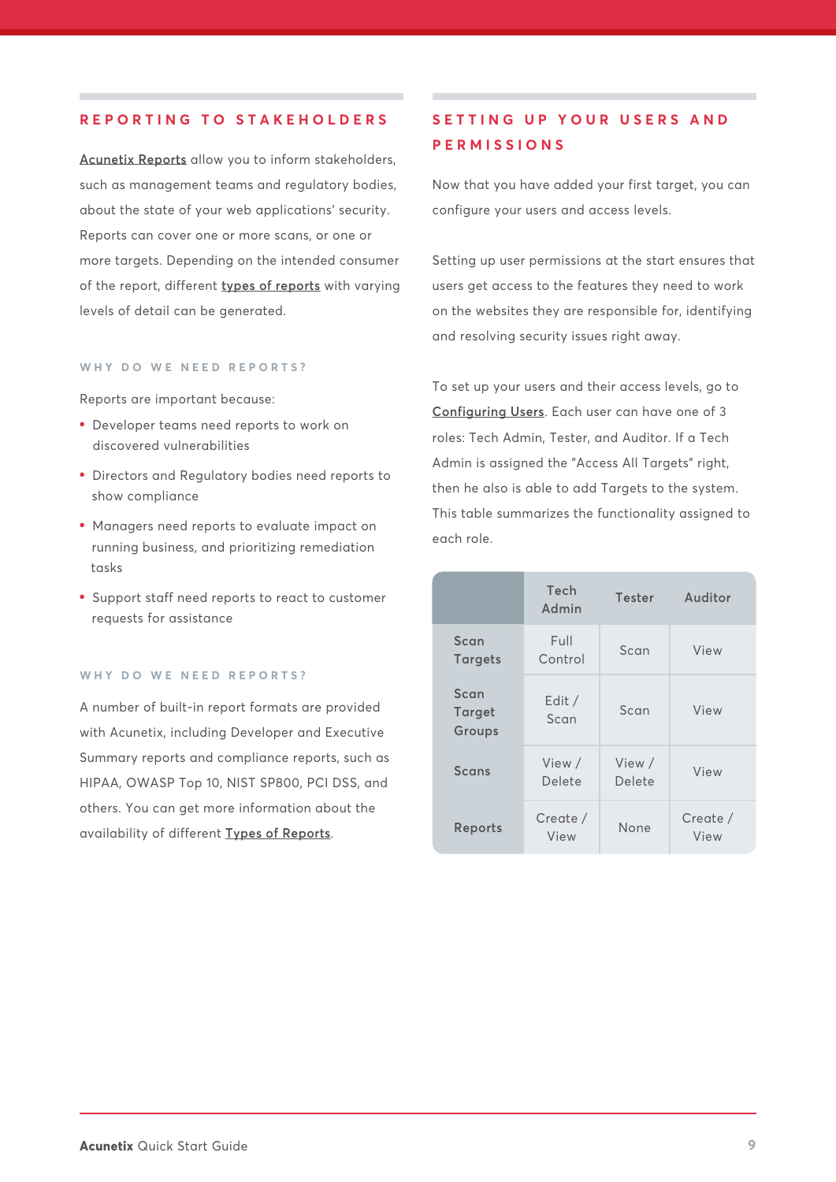## REPORTING TO STAKEHOLDERS

Acunetix Reports allow you to inform stakeholders, such as management teams and regulatory bodies, about the state of your web applications' security. Reports can cover one or more scans, or one or more targets. Depending on the intended consumer of the report, different types of reports with varying levels of detail can be generated.

### WHY DO WE NEED REPORTS?

Reports are important because:

- Developer teams need reports to work on discovered vulnerabilities
- Directors and Regulatory bodies need reports to show compliance
- Managers need reports to evaluate impact on running business, and prioritizing remediation tasks
- Support staff need reports to react to customer requests for assistance

### WHY DO WE NEED REPORTS?

A number of built-in report formats are provided with Acunetix, including Developer and Executive Summary reports and compliance reports, such as HIPAA, OWASP Top 10, NIST SP800, PCI DSS, and others. You can get more information about the availability of different Types of Reports.

## SETTING UP YOUR USERS AND PERMISSIONS

Now that you have added your first target, you can configure your users and access levels.

Setting up user permissions at the start ensures that users get access to the features they need to work on the websites they are responsible for, identifying and resolving security issues right away.

To set up your users and their access levels, go to Configuring Users. Each user can have one of 3 roles: Tech Admin, Tester, and Auditor. If a Tech Admin is assigned the "Access All Targets" right, then he also is able to add Targets to the system. This table summarizes the functionality assigned to each role.

| | Tech Admin | Tester | Auditor |
|---|---|---|---|
| Scan Targets | Full Control | Scan | View |
| Scan Target Groups | Edit / Scan | Scan | View |
| Scans | View / Delete | View / Delete | View |
| Reports | Create / View | None | Create / View |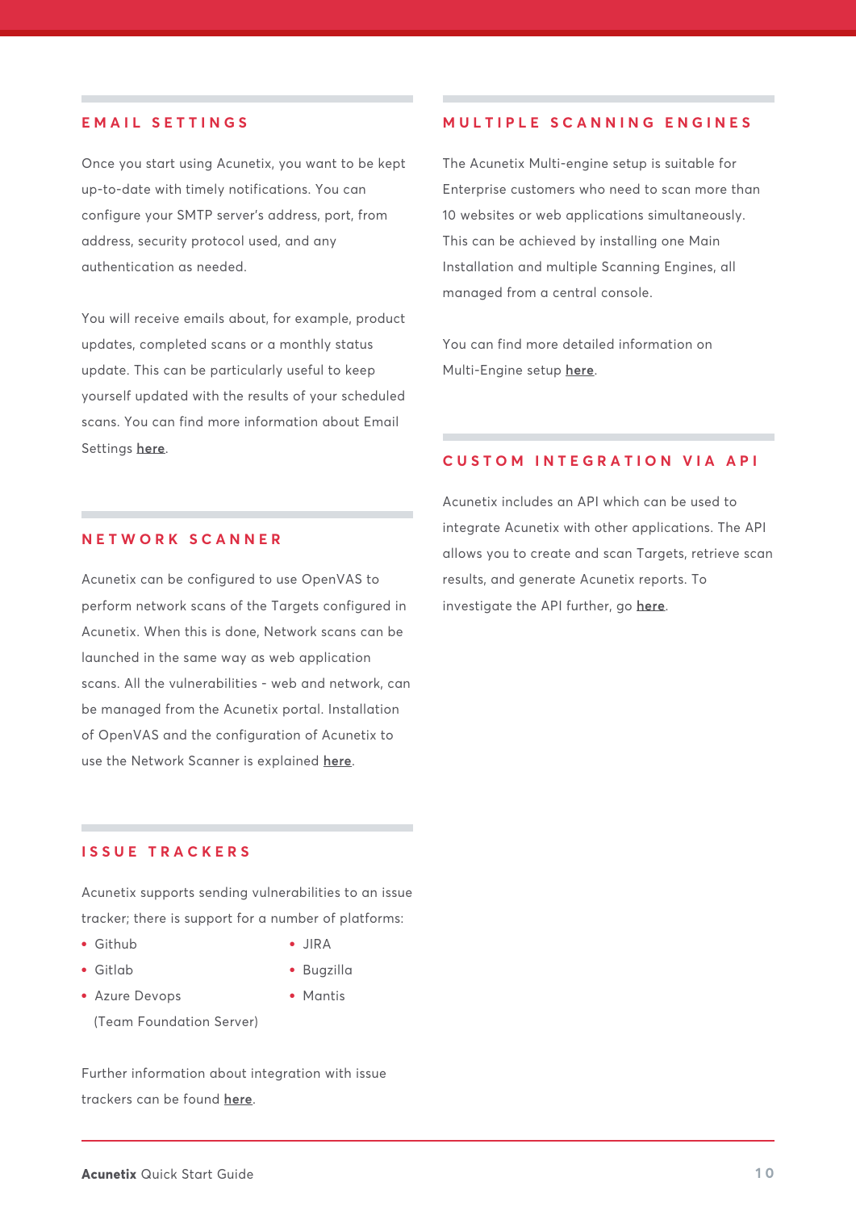## EMAIL SETTINGS

Once you start using Acunetix, you want to be kept up-to-date with timely notifications. You can configure your SMTP server's address, port, from address, security protocol used, and any authentication as needed.

You will receive emails about, for example, product updates, completed scans or a monthly status update. This can be particularly useful to keep yourself updated with the results of your scheduled scans. You can find more information about Email Settings **here**.

## NETWORK SCANNER

Acunetix can be configured to use OpenVAS to perform network scans of the Targets configured in Acunetix. When this is done, Network scans can be launched in the same way as web application scans. All the vulnerabilities - web and network, can be managed from the Acunetix portal. Installation of OpenVAS and the configuration of Acunetix to use the Network Scanner is explained **here**.

## ISSUE TRACKERS

Acunetix supports sending vulnerabilities to an issue tracker; there is support for a number of platforms:

- Github
- Gitlab
- Azure Devops (Team Foundation Server)
- JIRA
- Bugzilla
- Mantis

Further information about integration with issue trackers can be found **here**.

## MULTIPLE SCANNING ENGINES

The Acunetix Multi-engine setup is suitable for Enterprise customers who need to scan more than 10 websites or web applications simultaneously. This can be achieved by installing one Main Installation and multiple Scanning Engines, all managed from a central console.

You can find more detailed information on Multi-Engine setup **here**.

## CUSTOM INTEGRATION VIA API

Acunetix includes an API which can be used to integrate Acunetix with other applications. The API allows you to create and scan Targets, retrieve scan results, and generate Acunetix reports. To investigate the API further, go **here**.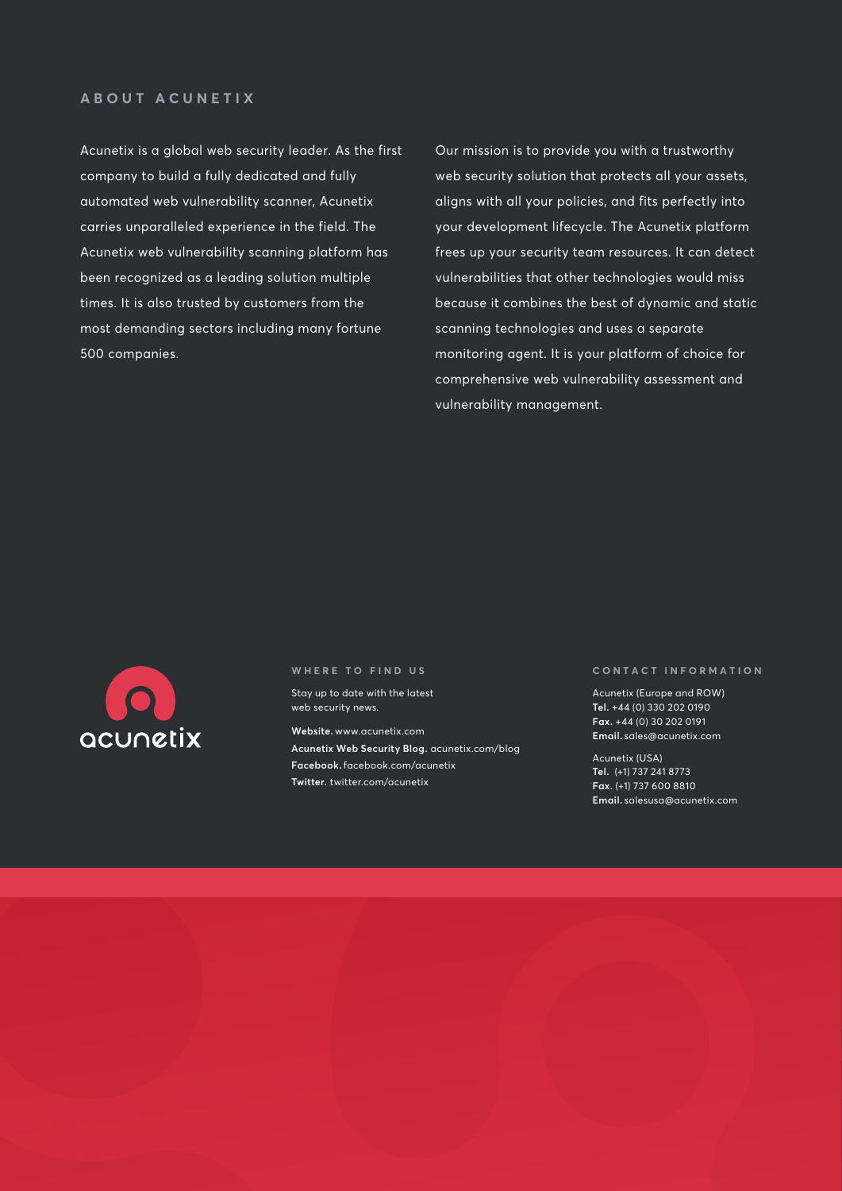## ABOUT ACUNETIX

Acunetix is a global web security leader. As the first company to build a fully dedicated and fully automated web vulnerability scanner, Acunetix carries unparalleled experience in the field. The Acunetix web vulnerability scanning platform has been recognized as a leading solution multiple times. It is also trusted by customers from the most demanding sectors including many fortune 500 companies.

Our mission is to provide you with a trustworthy web security solution that protects all your assets, aligns with all your policies, and fits perfectly into your development lifecycle. The Acunetix platform frees up your security team resources. It can detect vulnerabilities that other technologies would miss because it combines the best of dynamic and static scanning technologies and uses a separate monitoring agent. It is your platform of choice for comprehensive web vulnerability assessment and vulnerability management.

acunetix

### WHERE TO FIND US

Stay up to date with the latest web security news.

**Website.** www.acunetix.com
**Acunetix Web Security Blog.** acunetix.com/blog
**Facebook.** facebook.com/acunetix
**Twitter.** twitter.com/acunetix

### CONTACT INFORMATION

Acunetix (Europe and ROW)
**Tel.** +44 (0) 330 202 0190
**Fax.** +44 (0) 30 202 0191
**Email.** sales@acunetix.com

Acunetix (USA)
**Tel.** (+1) 737 241 8773
**Fax.** (+1) 737 600 8810
**Email.** salesusa@acunetix.com